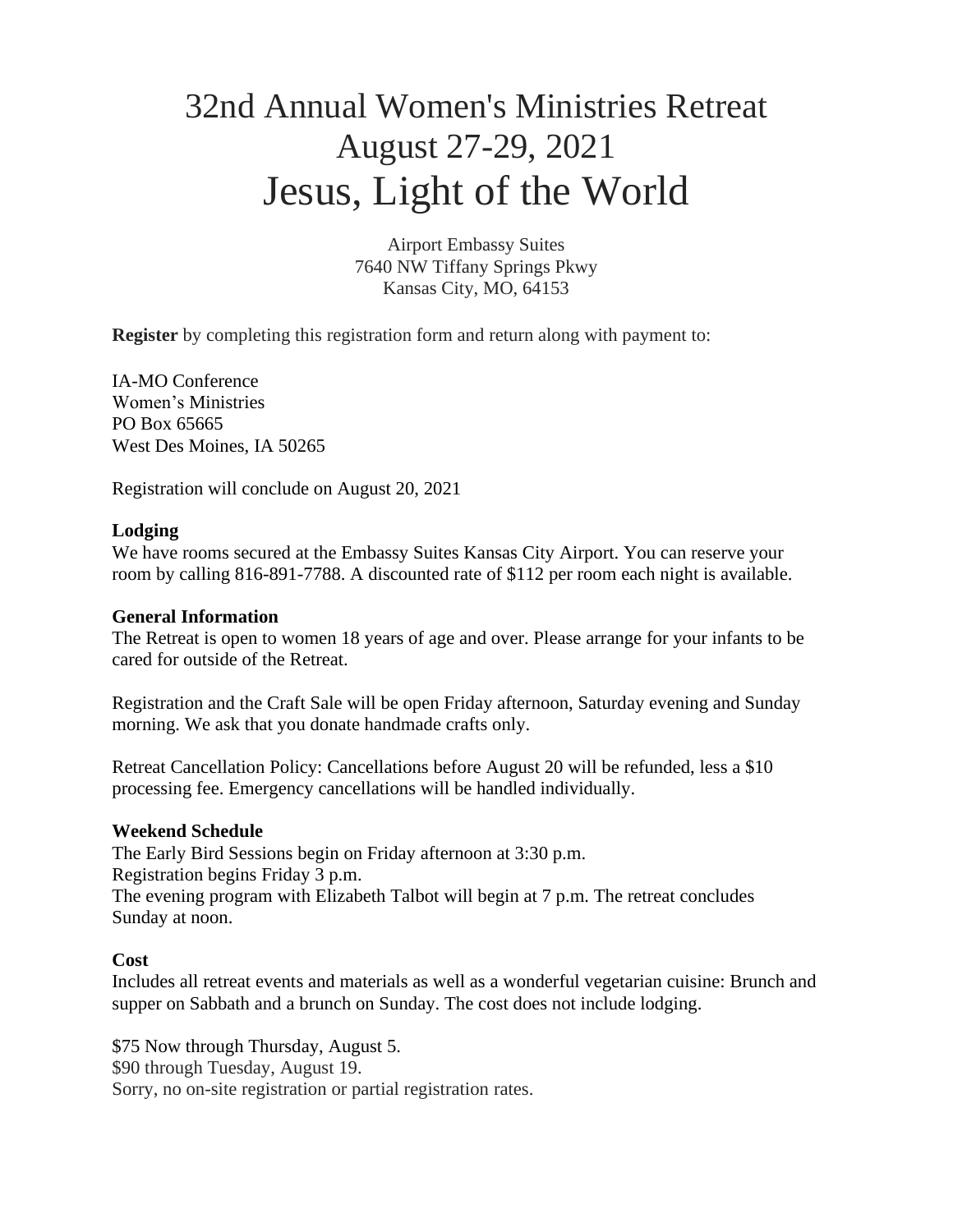# 32nd Annual Women's Ministries Retreat
# August 27-29, 2021
# Jesus, Light of the World

Airport Embassy Suites
7640 NW Tiffany Springs Pkwy
Kansas City, MO, 64153

**Register** by completing this registration form and return along with payment to:

IA-MO Conference
Women's Ministries
PO Box 65665
West Des Moines, IA 50265

Registration will conclude on August 20, 2021

**Lodging**
We have rooms secured at the Embassy Suites Kansas City Airport. You can reserve your room by calling 816-891-7788. A discounted rate of $112 per room each night is available.

**General Information**
The Retreat is open to women 18 years of age and over. Please arrange for your infants to be cared for outside of the Retreat.

Registration and the Craft Sale will be open Friday afternoon, Saturday evening and Sunday morning. We ask that you donate handmade crafts only.

Retreat Cancellation Policy: Cancellations before August 20 will be refunded, less a $10 processing fee. Emergency cancellations will be handled individually.

**Weekend Schedule**
The Early Bird Sessions begin on Friday afternoon at 3:30 p.m.
Registration begins Friday 3 p.m.
The evening program with Elizabeth Talbot will begin at 7 p.m. The retreat concludes Sunday at noon.

**Cost**
Includes all retreat events and materials as well as a wonderful vegetarian cuisine: Brunch and supper on Sabbath and a brunch on Sunday. The cost does not include lodging.

$75 Now through Thursday, August 5.
$90 through Tuesday, August 19.
Sorry, no on-site registration or partial registration rates.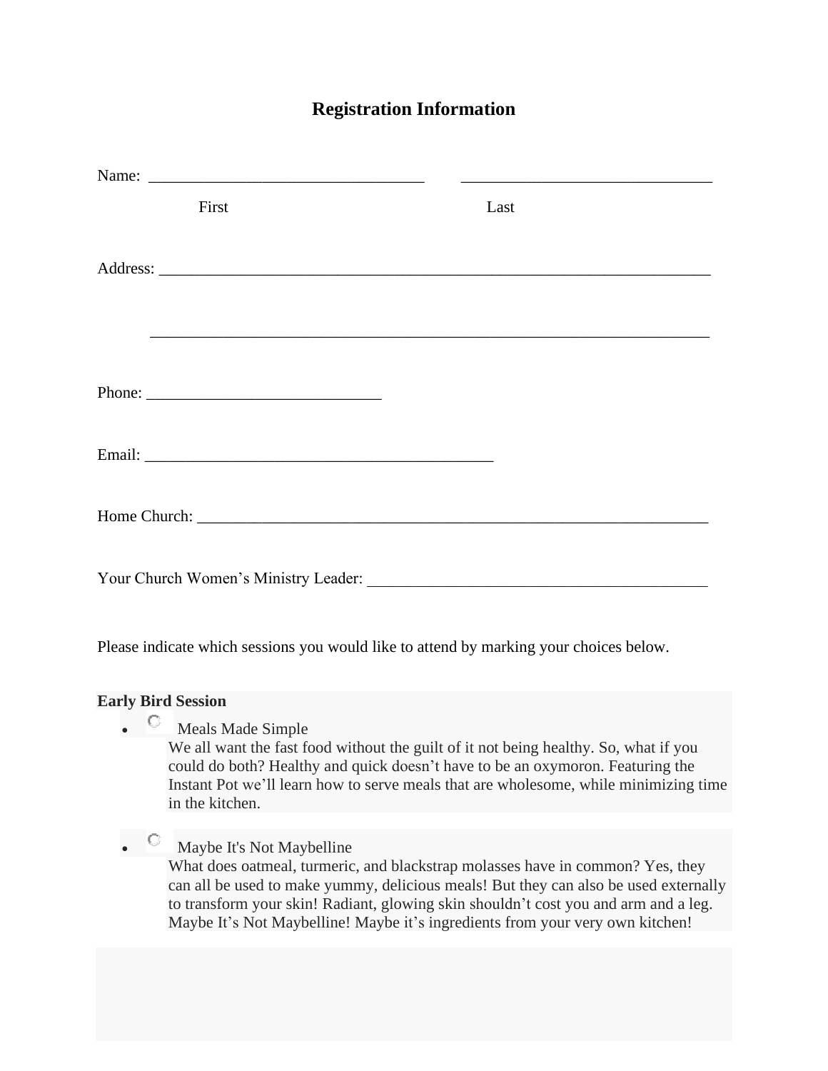# Registration Information

Name: ___________________________________ ________________________________

First Last

Address: _______________________________________________________________________

_______________________________________________________________________

Phone: ______________________________

Email: ____________________________________________

Home Church: _________________________________________________________________

Your Church Women's Ministry Leader: ___________________________________________

Please indicate which sessions you would like to attend by marking your choices below.

**Early Bird Session**

- ○ Meals Made Simple
  We all want the fast food without the guilt of it not being healthy. So, what if you could do both? Healthy and quick doesn't have to be an oxymoron. Featuring the Instant Pot we'll learn how to serve meals that are wholesome, while minimizing time in the kitchen.

- ○ Maybe It's Not Maybelline
  What does oatmeal, turmeric, and blackstrap molasses have in common? Yes, they can all be used to make yummy, delicious meals! But they can also be used externally to transform your skin! Radiant, glowing skin shouldn't cost you and arm and a leg. Maybe It's Not Maybelline! Maybe it's ingredients from your very own kitchen!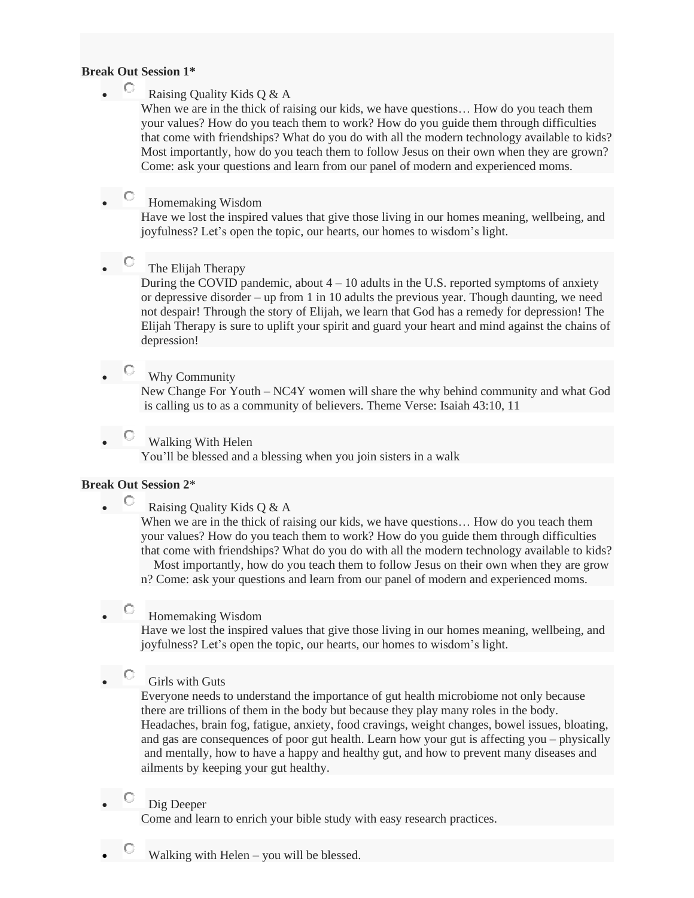**Break Out Session 1***

- Raising Quality Kids Q & A
  When we are in the thick of raising our kids, we have questions… How do you teach them your values? How do you teach them to work? How do you guide them through difficulties that come with friendships? What do you do with all the modern technology available to kids? Most importantly, how do you teach them to follow Jesus on their own when they are grown? Come: ask your questions and learn from our panel of modern and experienced moms.

- Homemaking Wisdom
  Have we lost the inspired values that give those living in our homes meaning, wellbeing, and joyfulness? Let's open the topic, our hearts, our homes to wisdom's light.

- The Elijah Therapy
  During the COVID pandemic, about 4 – 10 adults in the U.S. reported symptoms of anxiety or depressive disorder – up from 1 in 10 adults the previous year. Though daunting, we need not despair! Through the story of Elijah, we learn that God has a remedy for depression! The Elijah Therapy is sure to uplift your spirit and guard your heart and mind against the chains of depression!

- Why Community
  New Change For Youth – NC4Y women will share the why behind community and what God is calling us to as a community of believers. Theme Verse: Isaiah 43:10, 11

- Walking With Helen
  You'll be blessed and a blessing when you join sisters in a walk

**Break Out Session 2***

- Raising Quality Kids Q & A
  When we are in the thick of raising our kids, we have questions… How do you teach them your values? How do you teach them to work? How do you guide them through difficulties that come with friendships? What do you do with all the modern technology available to kids? Most importantly, how do you teach them to follow Jesus on their own when they are grown? Come: ask your questions and learn from our panel of modern and experienced moms.

- Homemaking Wisdom
  Have we lost the inspired values that give those living in our homes meaning, wellbeing, and joyfulness? Let's open the topic, our hearts, our homes to wisdom's light.

- Girls with Guts
  Everyone needs to understand the importance of gut health microbiome not only because there are trillions of them in the body but because they play many roles in the body. Headaches, brain fog, fatigue, anxiety, food cravings, weight changes, bowel issues, bloating, and gas are consequences of poor gut health. Learn how your gut is affecting you – physically and mentally, how to have a happy and healthy gut, and how to prevent many diseases and ailments by keeping your gut healthy.

- Dig Deeper
  Come and learn to enrich your bible study with easy research practices.

- Walking with Helen – you will be blessed.